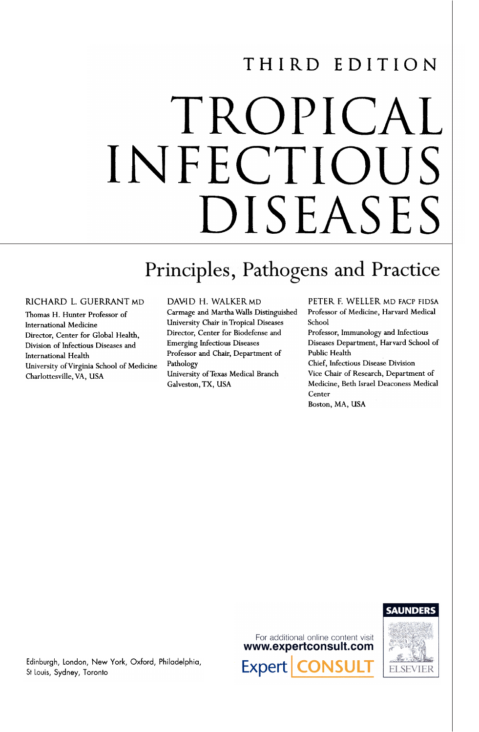THIRD EDITION

# TROPICAL INFECTIOUS DISEASES

## Principles, Pathogens and Practice

**RICHARD L. GUERRANT MD**
Thomas H. Hunter Professor of International Medicine
Director, Center for Global Health, Division of Infectious Diseases and International Health
University of Virginia School of Medicine
Charlottesville, VA, USA

**DAVID H. WALKER MD**
Carmage and Martha Walls Distinguished University Chair in Tropical Diseases
Director, Center for Biodefense and Emerging Infectious Diseases
Professor and Chair, Department of Pathology
University of Texas Medical Branch
Galveston, TX, USA

**PETER F. WELLER MD FACP FIDSA**
Professor of Medicine, Harvard Medical School
Professor, Immunology and Infectious Diseases Department, Harvard School of Public Health
Chief, Infectious Disease Division
Vice Chair of Research, Department of Medicine, Beth Israel Deaconess Medical Center
Boston, MA, USA

For additional online content visit
**www.expertconsult.com**

Expert CONSULT

SAUNDERS
ELSEVIER

Edinburgh, London, New York, Oxford, Philadelphia, St Louis, Sydney, Toronto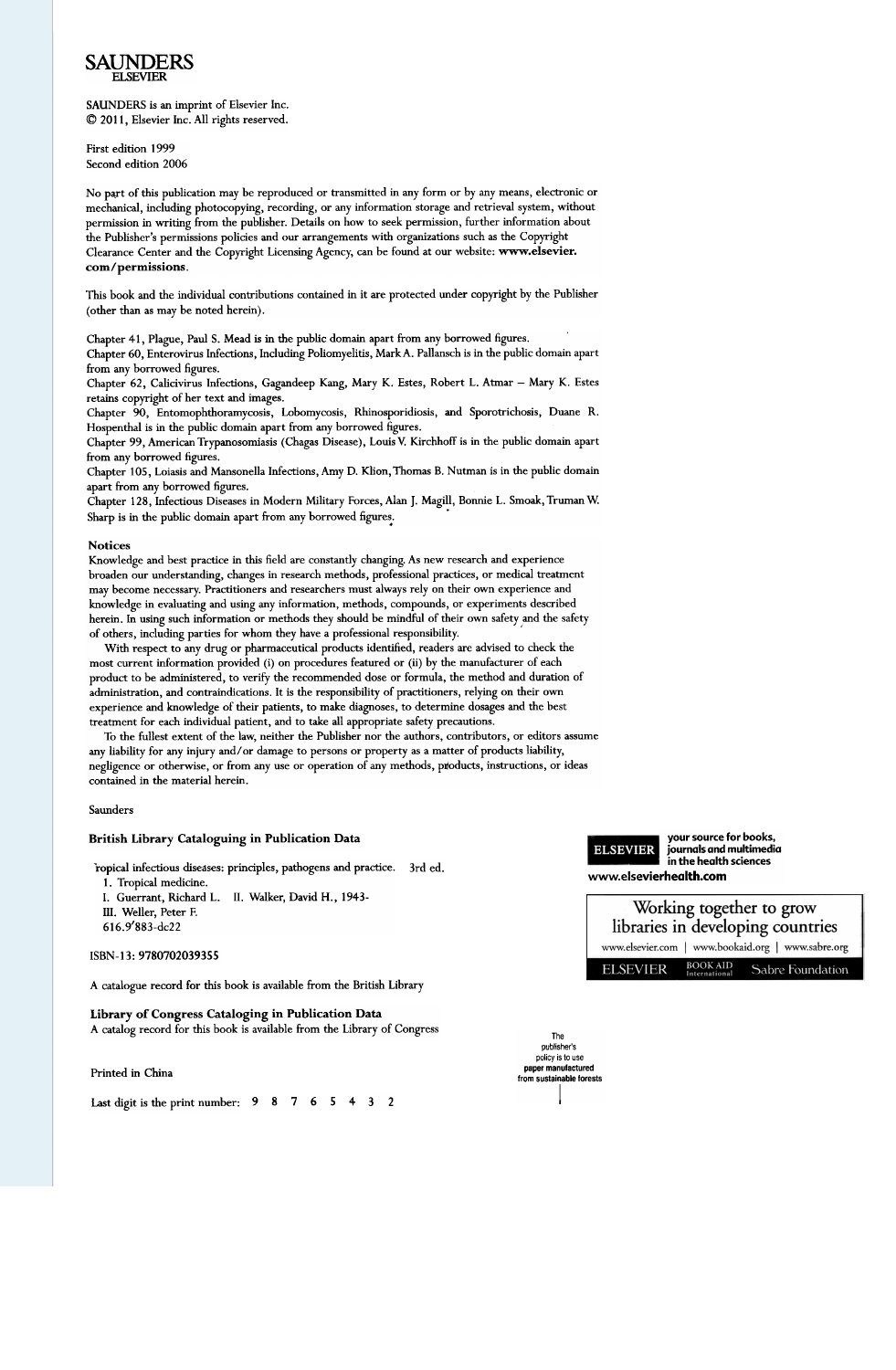**SAUNDERS**
**ELSEVIER**

SAUNDERS is an imprint of Elsevier Inc.
© 2011, Elsevier Inc. All rights reserved.

First edition 1999
Second edition 2006

No part of this publication may be reproduced or transmitted in any form or by any means, electronic or mechanical, including photocopying, recording, or any information storage and retrieval system, without permission in writing from the publisher. Details on how to seek permission, further information about the Publisher's permissions policies and our arrangements with organizations such as the Copyright Clearance Center and the Copyright Licensing Agency, can be found at our website: **www.elsevier.com/permissions**.

This book and the individual contributions contained in it are protected under copyright by the Publisher (other than as may be noted herein).

Chapter 41, Plague, Paul S. Mead is in the public domain apart from any borrowed figures.
Chapter 60, Enterovirus Infections, Including Poliomyelitis, Mark A. Pallansch is in the public domain apart from any borrowed figures.
Chapter 62, Calicivirus Infections, Gagandeep Kang, Mary K. Estes, Robert L. Atmar – Mary K. Estes retains copyright of her text and images.
Chapter 90, Entomophthoramycosis, Lobomycosis, Rhinosporidiosis, and Sporotrichosis, Duane R. Hospenthal is in the public domain apart from any borrowed figures.
Chapter 99, American Trypanosomiasis (Chagas Disease), Louis V. Kirchhoff is in the public domain apart from any borrowed figures.
Chapter 105, Loiasis and Mansonella Infections, Amy D. Klion, Thomas B. Nutman is in the public domain apart from any borrowed figures.
Chapter 128, Infectious Diseases in Modern Military Forces, Alan J. Magill, Bonnie L. Smoak, Truman W. Sharp is in the public domain apart from any borrowed figures.

### Notices

Knowledge and best practice in this field are constantly changing. As new research and experience broaden our understanding, changes in research methods, professional practices, or medical treatment may become necessary. Practitioners and researchers must always rely on their own experience and knowledge in evaluating and using any information, methods, compounds, or experiments described herein. In using such information or methods they should be mindful of their own safety and the safety of others, including parties for whom they have a professional responsibility.

With respect to any drug or pharmaceutical products identified, readers are advised to check the most current information provided (i) on procedures featured or (ii) by the manufacturer of each product to be administered, to verify the recommended dose or formula, the method and duration of administration, and contraindications. It is the responsibility of practitioners, relying on their own experience and knowledge of their patients, to make diagnoses, to determine dosages and the best treatment for each individual patient, and to take all appropriate safety precautions.

To the fullest extent of the law, neither the Publisher nor the authors, contributors, or editors assume any liability for any injury and/or damage to persons or property as a matter of products liability, negligence or otherwise, or from any use or operation of any methods, products, instructions, or ideas contained in the material herein.

Saunders

**British Library Cataloguing in Publication Data**

Tropical infectious diseases: principles, pathogens and practice. 3rd ed.
1. Tropical medicine.
I. Guerrant, Richard L. II. Walker, David H., 1943-
III. Weller, Peter F.
616.9′883-dc22

ISBN-13: 9780702039355

A catalogue record for this book is available from the British Library

**Library of Congress Cataloging in Publication Data**
A catalog record for this book is available from the Library of Congress

ELSEVIER your source for books, journals and multimedia in the health sciences
**www.elsevierhealth.com**

Working together to grow libraries in developing countries
www.elsevier.com | www.bookaid.org | www.sabre.org
ELSEVIER BOOK AID International Sabre Foundation

The publisher's policy is to use **paper manufactured from sustainable forests**

Printed in China

Last digit is the print number: 9 8 7 6 5 4 3 2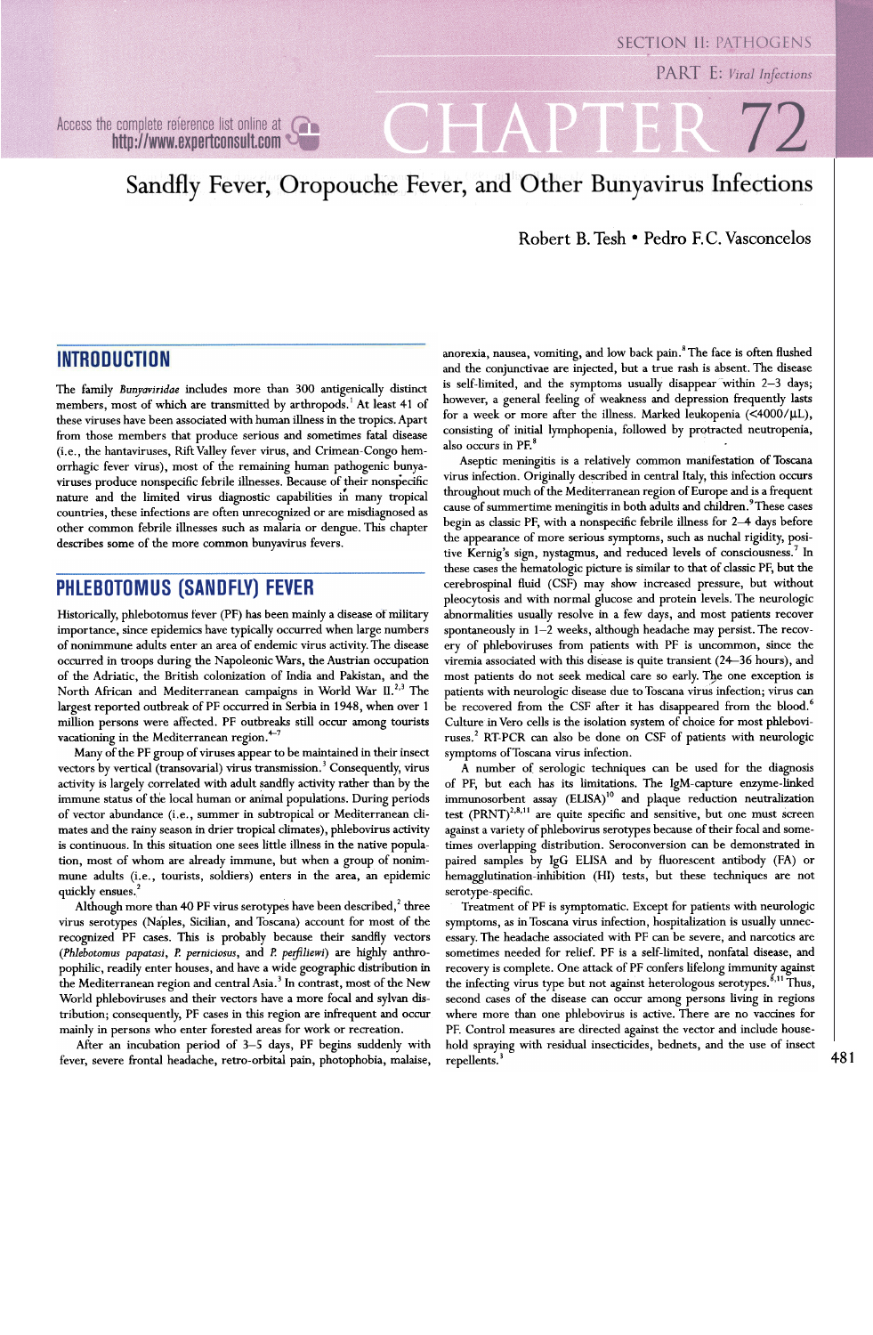# CHAPTER 72

# Sandfly Fever, Oropouche Fever, and Other Bunyavirus Infections

Robert B. Tesh • Pedro F.C. Vasconcelos

## INTRODUCTION

The family *Bunyaviridae* includes more than 300 antigenically distinct members, most of which are transmitted by arthropods.[1] At least 41 of these viruses have been associated with human illness in the tropics. Apart from those members that produce serious and sometimes fatal disease (i.e., the hantaviruses, Rift Valley fever virus, and Crimean-Congo hemorrhagic fever virus), most of the remaining human pathogenic bunyaviruses produce nonspecific febrile illnesses. Because of their nonspecific nature and the limited virus diagnostic capabilities in many tropical countries, these infections are often unrecognized or are misdiagnosed as other common febrile illnesses such as malaria or dengue. This chapter describes some of the more common bunyavirus fevers.

## PHLEBOTOMUS (SANDFLY) FEVER

Historically, phlebotomus fever (PF) has been mainly a disease of military importance, since epidemics have typically occurred when large numbers of nonimmune adults enter an area of endemic virus activity. The disease occurred in troops during the Napoleonic Wars, the Austrian occupation of the Adriatic, the British colonization of India and Pakistan, and the North African and Mediterranean campaigns in World War II.[2,3] The largest reported outbreak of PF occurred in Serbia in 1948, when over 1 million persons were affected. PF outbreaks still occur among tourists vacationing in the Mediterranean region.[4–7]

Many of the PF group of viruses appear to be maintained in their insect vectors by vertical (transovarial) virus transmission.[3] Consequently, virus activity is largely correlated with adult sandfly activity rather than by the immune status of the local human or animal populations. During periods of vector abundance (i.e., summer in subtropical or Mediterranean climates and the rainy season in drier tropical climates), phlebovirus activity is continuous. In this situation one sees little illness in the native population, most of whom are already immune, but when a group of nonimmune adults (i.e., tourists, soldiers) enters in the area, an epidemic quickly ensues.[2]

Although more than 40 PF virus serotypes have been described,[2] three virus serotypes (Naples, Sicilian, and Toscana) account for most of the recognized PF cases. This is probably because their sandfly vectors (*Phlebotomus papatasi*, *P. perniciosus*, and *P. perfiliewi*) are highly anthropophilic, readily enter houses, and have a wide geographic distribution in the Mediterranean region and central Asia.[3] In contrast, most of the New World phleboviruses and their vectors have a more focal and sylvan distribution; consequently, PF cases in this region are infrequent and occur mainly in persons who enter forested areas for work or recreation.

After an incubation period of 3–5 days, PF begins suddenly with fever, severe frontal headache, retro-orbital pain, photophobia, malaise, anorexia, nausea, vomiting, and low back pain.[8] The face is often flushed and the conjunctivae are injected, but a true rash is absent. The disease is self-limited, and the symptoms usually disappear within 2–3 days; however, a general feeling of weakness and depression frequently lasts for a week or more after the illness. Marked leukopenia (<4000/μL), consisting of initial lymphopenia, followed by protracted neutropenia, also occurs in PF.[8]

Aseptic meningitis is a relatively common manifestation of Toscana virus infection. Originally described in central Italy, this infection occurs throughout much of the Mediterranean region of Europe and is a frequent cause of summertime meningitis in both adults and children.[9] These cases begin as classic PF, with a nonspecific febrile illness for 2–4 days before the appearance of more serious symptoms, such as nuchal rigidity, positive Kernig's sign, nystagmus, and reduced levels of consciousness.[7] In these cases the hematologic picture is similar to that of classic PF, but the cerebrospinal fluid (CSF) may show increased pressure, but without pleocytosis and with normal glucose and protein levels. The neurologic abnormalities usually resolve in a few days, and most patients recover spontaneously in 1–2 weeks, although headache may persist. The recovery of phleboviruses from patients with PF is uncommon, since the viremia associated with this disease is quite transient (24–36 hours), and most patients do not seek medical care so early. The one exception is patients with neurologic disease due to Toscana virus infection; virus can be recovered from the CSF after it has disappeared from the blood.[6] Culture in Vero cells is the isolation system of choice for most phleboviruses.[2] RT-PCR can also be done on CSF of patients with neurologic symptoms of Toscana virus infection.

A number of serologic techniques can be used for the diagnosis of PF, but each has its limitations. The IgM-capture enzyme-linked immunosorbent assay (ELISA)[10] and plaque reduction neutralization test (PRNT)[2,8,11] are quite specific and sensitive, but one must screen against a variety of phlebovirus serotypes because of their focal and sometimes overlapping distribution. Seroconversion can be demonstrated in paired samples by IgG ELISA and by fluorescent antibody (FA) or hemagglutination-inhibition (HI) tests, but these techniques are not serotype-specific.

Treatment of PF is symptomatic. Except for patients with neurologic symptoms, as in Toscana virus infection, hospitalization is usually unnecessary. The headache associated with PF can be severe, and narcotics are sometimes needed for relief. PF is a self-limited, nonfatal disease, and recovery is complete. One attack of PF confers lifelong immunity against the infecting virus type but not against heterologous serotypes.[8,11] Thus, second cases of the disease can occur among persons living in regions where more than one phlebovirus is active. There are no vaccines for PF. Control measures are directed against the vector and include household spraying with residual insecticides, bednets, and the use of insect repellents.[3]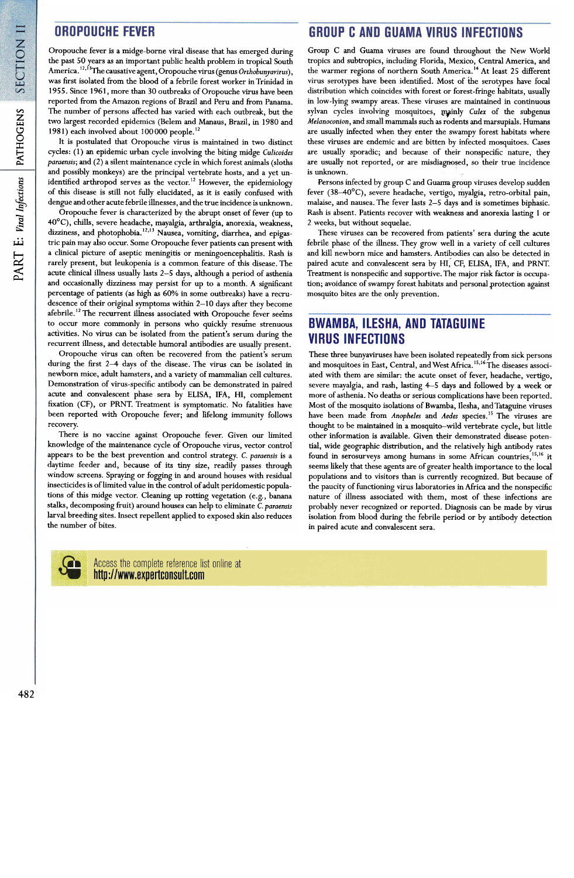## OROPOUCHE FEVER

Oropouche fever is a midge-borne viral disease that has emerged during the past 50 years as an important public health problem in tropical South America.[12,13] The causative agent, Oropouche virus (genus *Orthobunyavirus*), was first isolated from the blood of a febrile forest worker in Trinidad in 1955. Since 1961, more than 30 outbreaks of Oropouche virus have been reported from the Amazon regions of Brazil and Peru and from Panama. The number of persons affected has varied with each outbreak, but the two largest recorded epidemics (Belem and Manaus, Brazil, in 1980 and 1981) each involved about 100 000 people.[12]

It is postulated that Oropouche virus is maintained in two distinct cycles: (1) an epidemic urban cycle involving the biting midge *Culicoides paraensis*; and (2) a silent maintenance cycle in which forest animals (sloths and possibly monkeys) are the principal vertebrate hosts, and a yet unidentified arthropod serves as the vector.[12] However, the epidemiology of this disease is still not fully elucidated, as it is easily confused with dengue and other acute febrile illnesses, and the true incidence is unknown.

Oropouche fever is characterized by the abrupt onset of fever (up to 40°C), chills, severe headache, mayalgia, arthralgia, anorexia, weakness, dizziness, and photophobia.[12,13] Nausea, vomiting, diarrhea, and epigastric pain may also occur. Some Oropouche fever patients can present with a clinical picture of aseptic meningitis or meningoencephalitis. Rash is rarely present, but leukopenia is a common feature of this disease. The acute clinical illness usually lasts 2–5 days, although a period of asthenia and occasionally dizziness may persist for up to a month. A significant percentage of patients (as high as 60% in some outbreaks) have a recrudescence of their original symptoms within 2–10 days after they become afebrile.[12] The recurrent illness associated with Oropouche fever seems to occur more commonly in persons who quickly resume strenuous activities. No virus can be isolated from the patient's serum during the recurrent illness, and detectable humoral antibodies are usually present.

Oropouche virus can often be recovered from the patient's serum during the first 2–4 days of the disease. The virus can be isolated in newborn mice, adult hamsters, and a variety of mammalian cell cultures. Demonstration of virus-specific antibody can be demonstrated in paired acute and convalescent phase sera by ELISA, IFA, HI, complement fixation (CF), or PRNT. Treatment is symptomatic. No fatalities have been reported with Oropouche fever; and lifelong immunity follows recovery.

There is no vaccine against Oropouche fever. Given our limited knowledge of the maintenance cycle of Oropouche virus, vector control appears to be the best prevention and control strategy. *C. paraensis* is a daytime feeder and, because of its tiny size, readily passes through window screens. Spraying or fogging in and around houses with residual insecticides is of limited value in the control of adult peridomestic populations of this midge vector. Cleaning up rotting vegetation (e.g., banana stalks, decomposing fruit) around houses can help to eliminate *C. paraensis* larval breeding sites. Insect repellent applied to exposed skin also reduces the number of bites.

## GROUP C AND GUAMA VIRUS INFECTIONS

Group C and Guama viruses are found throughout the New World tropics and subtropics, including Florida, Mexico, Central America, and the warmer regions of northern South America.[14] At least 25 different virus serotypes have been identified. Most of the serotypes have focal distribution which coincides with forest or forest-fringe habitats, usually in low-lying swampy areas. These viruses are maintained in continuous sylvan cycles involving mosquitoes, mainly *Culex* of the subgenus *Melanoconion*, and small mammals such as rodents and marsupials. Humans are usually infected when they enter the swampy forest habitats where these viruses are endemic and are bitten by infected mosquitoes. Cases are usually sporadic; and because of their nonspecific nature, they are usually not reported, or are misdiagnosed, so their true incidence is unknown.

Persons infected by group C and Guama group viruses develop sudden fever (38–40°C), severe headache, vertigo, myalgia, retro-orbital pain, malaise, and nausea. The fever lasts 2–5 days and is sometimes biphasic. Rash is absent. Patients recover with weakness and anorexia lasting 1 or 2 weeks, but without sequelae.

These viruses can be recovered from patients' sera during the acute febrile phase of the illness. They grow well in a variety of cell cultures and kill newborn mice and hamsters. Antibodies can also be detected in paired acute and convalescent sera by HI, CF, ELISA, IFA, and PRNT. Treatment is nonspecific and supportive. The major risk factor is occupation; avoidance of swampy forest habitats and personal protection against mosquito bites are the only prevention.

## BWAMBA, ILESHA, AND TATAGUINE VIRUS INFECTIONS

These three bunyaviruses have been isolated repeatedly from sick persons and mosquitoes in East, Central, and West Africa.[15,16] The diseases associated with them are similar: the acute onset of fever, headache, vertigo, severe mayalgia, and rash, lasting 4–5 days and followed by a week or more of asthenia. No deaths or serious complications have been reported. Most of the mosquito isolations of Bwamba, Ilesha, and Tataguine viruses have been made from *Anopheles* and *Aedes* species.[15] The viruses are thought to be maintained in a mosquito–wild vertebrate cycle, but little other information is available. Given their demonstrated disease potential, wide geographic distribution, and the relatively high antibody rates found in serosurveys among humans in some African countries,[15,16] it seems likely that these agents are of greater health importance to the local populations and to visitors than is currently recognized. But because of the paucity of functioning virus laboratories in Africa and the nonspecific nature of illness associated with them, most of these infections are probably never recognized or reported. Diagnosis can be made by virus isolation from blood during the febrile period or by antibody detection in paired acute and convalescent sera.

Access the complete reference list online at
http://www.expertconsult.com